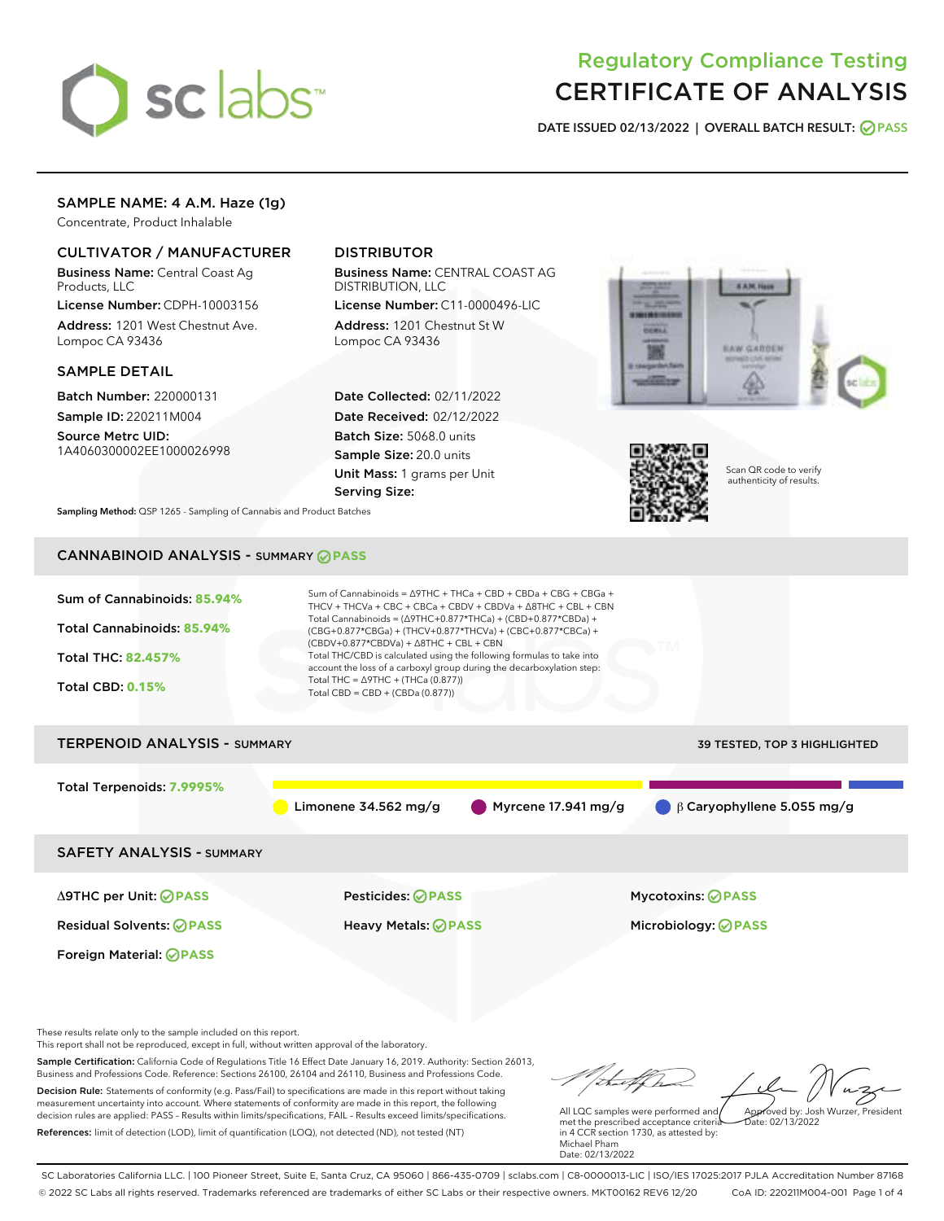# Regulatory Compliance Testing
# CERTIFICATE OF ANALYSIS

**DATE ISSUED 02/13/2022 | OVERALL BATCH RESULT: PASS**

## SAMPLE NAME: 4 A.M. Haze (1g)

Concentrate, Product Inhalable

### CULTIVATOR / MANUFACTURER

**Business Name:** Central Coast Ag Products, LLC

**License Number:** CDPH-10003156

**Address:** 1201 West Chestnut Ave. Lompoc CA 93436

### DISTRIBUTOR

**Business Name:** CENTRAL COAST AG DISTRIBUTION, LLC

**License Number:** C11-0000496-LIC

**Address:** 1201 Chestnut St W Lompoc CA 93436

### SAMPLE DETAIL

**Batch Number:** 220000131

**Sample ID:** 220211M004

**Source Metrc UID:** 1A4060300002EE1000026998

**Date Collected:** 02/11/2022

**Date Received:** 02/12/2022

**Batch Size:** 5068.0 units

**Sample Size:** 20.0 units

**Unit Mass:** 1 grams per Unit

**Serving Size:**

Scan QR code to verify authenticity of results.

**Sampling Method:** QSP 1265 - Sampling of Cannabis and Product Batches

## CANNABINOID ANALYSIS - SUMMARY PASS

**Sum of Cannabinoids:** 85.94%

**Total Cannabinoids:** 85.94%

**Total THC:** 82.457%

**Total CBD:** 0.15%

Sum of Cannabinoids = Δ9THC + THCa + CBD + CBDa + CBG + CBGa + THCV + THCVa + CBC + CBCa + CBDV + CBDVa + Δ8THC + CBL + CBN

Total Cannabinoids = (Δ9THC+0.877*THCa) + (CBD+0.877*CBDa) + (CBG+0.877*CBGa) + (THCV+0.877*THCVa) + (CBC+0.877*CBCa) + (CBDV+0.877*CBDVa) + Δ8THC + CBL + CBN

Total THC/CBD is calculated using the following formulas to take into account the loss of a carboxyl group during the decarboxylation step:

Total THC = Δ9THC + (THCa (0.877))

Total CBD = CBD + (CBDa (0.877))

## TERPENOID ANALYSIS - SUMMARY

39 TESTED, TOP 3 HIGHLIGHTED

**Total Terpenoids:** 7.9995%

Limonene 34.562 mg/g | Myrcene 17.941 mg/g | β Caryophyllene 5.055 mg/g

## SAFETY ANALYSIS - SUMMARY

| | | |
|---|---|---|
| Δ9THC per Unit: PASS | Pesticides: PASS | Mycotoxins: PASS |
| Residual Solvents: PASS | Heavy Metals: PASS | Microbiology: PASS |
| Foreign Material: PASS | | |

These results relate only to the sample included on this report.
This report shall not be reproduced, except in full, without written approval of the laboratory.

**Sample Certification:** California Code of Regulations Title 16 Effect Date January 16, 2019. Authority: Section 26013, Business and Professions Code. Reference: Sections 26100, 26104 and 26110, Business and Professions Code.

**Decision Rule:** Statements of conformity (e.g. Pass/Fail) to specifications are made in this report without taking measurement uncertainty into account. Where statements of conformity are made in this report, the following decision rules are applied: PASS – Results within limits/specifications, FAIL – Results exceed limits/specifications.

**References:** limit of detection (LOD), limit of quantification (LOQ), not detected (ND), not tested (NT)

All LQC samples were performed and met the prescribed acceptance criteria in 4 CCR section 1730, as attested by: Michael Pham
Date: 02/13/2022

Approved by: Josh Wurzer, President
Date: 02/13/2022

SC Laboratories California LLC. | 100 Pioneer Street, Suite E, Santa Cruz, CA 95060 | 866-435-0709 | sclabs.com | C8-0000013-LIC | ISO/IES 17025:2017 PJLA Accreditation Number 87168
© 2022 SC Labs all rights reserved. Trademarks referenced are trademarks of either SC Labs or their respective owners. MKT00162 REV6 12/20 CoA ID: 220211M004-001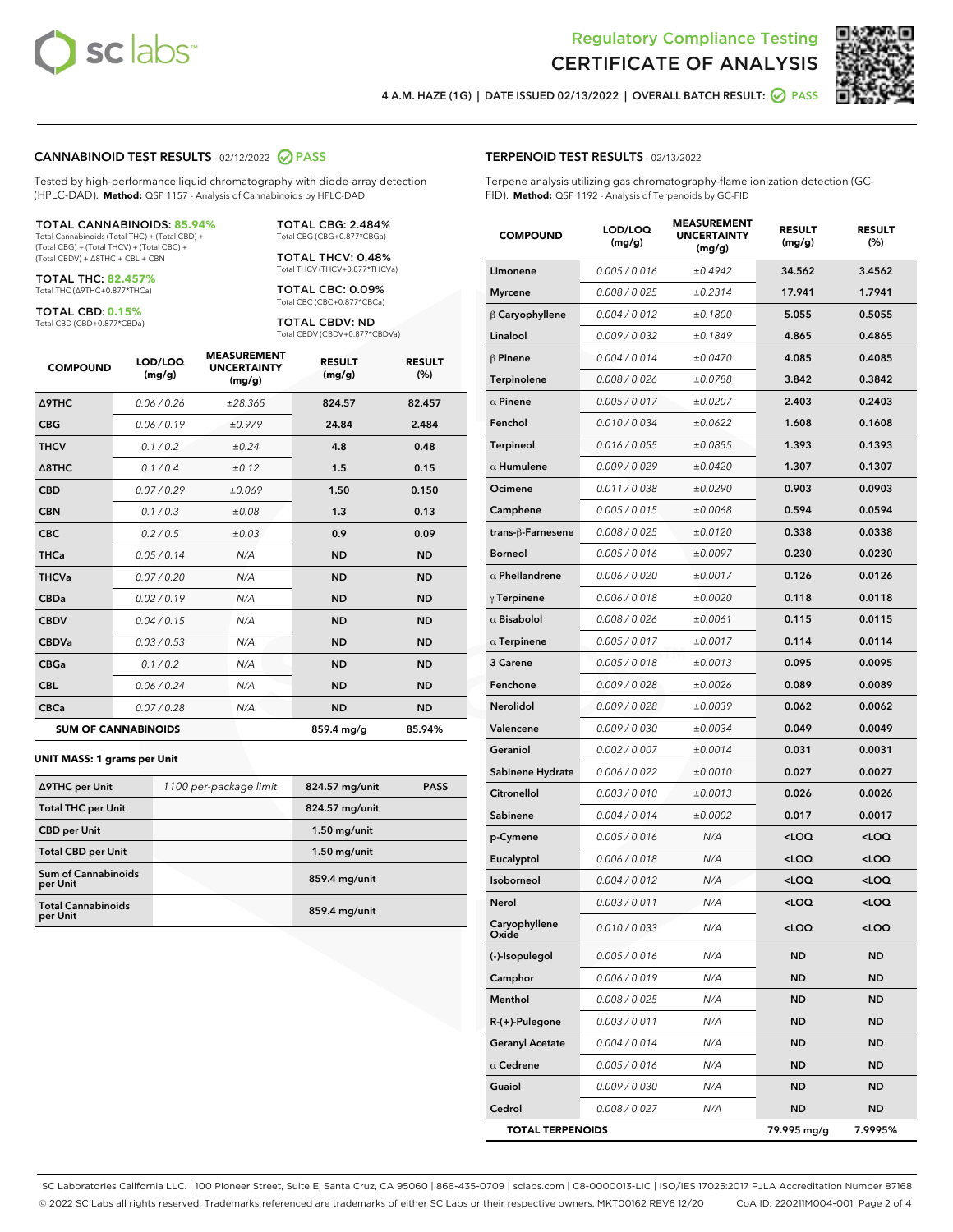Regulatory Compliance Testing
# CERTIFICATE OF ANALYSIS

4 A.M. HAZE (1G) | DATE ISSUED 02/13/2022 | OVERALL BATCH RESULT: PASS

## CANNABINOID TEST RESULTS - 02/12/2022 PASS

Tested by high-performance liquid chromatography with diode-array detection (HPLC-DAD). **Method:** QSP 1157 - Analysis of Cannabinoids by HPLC-DAD

**TOTAL CANNABINOIDS: 85.94%**
Total Cannabinoids (Total THC) + (Total CBD) + (Total CBG) + (Total THCV) + (Total CBC) + (Total CBDV) + Δ8THC + CBL + CBN

**TOTAL THC: 82.457%**
Total THC (Δ9THC+0.877*THCa)

**TOTAL CBD: 0.15%**
Total CBD (CBD+0.877*CBDa)

**TOTAL CBG: 2.484%**
Total CBG (CBG+0.877*CBGa)

**TOTAL THCV: 0.48%**
Total THCV (THCV+0.877*THCVa)

**TOTAL CBC: 0.09%**
Total CBC (CBC+0.877*CBCa)

**TOTAL CBDV: ND**
Total CBDV (CBDV+0.877*CBDVa)

| COMPOUND | LOD/LOQ (mg/g) | MEASUREMENT UNCERTAINTY (mg/g) | RESULT (mg/g) | RESULT (%) |
|---|---|---|---|---|
| Δ9THC | 0.06 / 0.26 | ±28.365 | 824.57 | 82.457 |
| CBG | 0.06 / 0.19 | ±0.979 | 24.84 | 2.484 |
| THCV | 0.1 / 0.2 | ±0.24 | 4.8 | 0.48 |
| Δ8THC | 0.1 / 0.4 | ±0.12 | 1.5 | 0.15 |
| CBD | 0.07 / 0.29 | ±0.069 | 1.50 | 0.150 |
| CBN | 0.1 / 0.3 | ±0.08 | 1.3 | 0.13 |
| CBC | 0.2 / 0.5 | ±0.03 | 0.9 | 0.09 |
| THCa | 0.05 / 0.14 | N/A | ND | ND |
| THCVa | 0.07 / 0.20 | N/A | ND | ND |
| CBDa | 0.02 / 0.19 | N/A | ND | ND |
| CBDV | 0.04 / 0.15 | N/A | ND | ND |
| CBDVa | 0.03 / 0.53 | N/A | ND | ND |
| CBGa | 0.1 / 0.2 | N/A | ND | ND |
| CBL | 0.06 / 0.24 | N/A | ND | ND |
| CBCa | 0.07 / 0.28 | N/A | ND | ND |
| **SUM OF CANNABINOIDS** | | | **859.4 mg/g** | **85.94%** |

**UNIT MASS: 1 grams per Unit**

| | | | |
|---|---|---|---|
| Δ9THC per Unit | 1100 per-package limit | 824.57 mg/unit | PASS |
| Total THC per Unit | | 824.57 mg/unit | |
| CBD per Unit | | 1.50 mg/unit | |
| Total CBD per Unit | | 1.50 mg/unit | |
| Sum of Cannabinoids per Unit | | 859.4 mg/unit | |
| Total Cannabinoids per Unit | | 859.4 mg/unit | |

## TERPENOID TEST RESULTS - 02/13/2022

Terpene analysis utilizing gas chromatography-flame ionization detection (GC-FID). **Method:** QSP 1192 - Analysis of Terpenoids by GC-FID

| COMPOUND | LOD/LOQ (mg/g) | MEASUREMENT UNCERTAINTY (mg/g) | RESULT (mg/g) | RESULT (%) |
|---|---|---|---|---|
| Limonene | 0.005 / 0.016 | ±0.4942 | 34.562 | 3.4562 |
| Myrcene | 0.008 / 0.025 | ±0.2314 | 17.941 | 1.7941 |
| β Caryophyllene | 0.004 / 0.012 | ±0.1800 | 5.055 | 0.5055 |
| Linalool | 0.009 / 0.032 | ±0.1849 | 4.865 | 0.4865 |
| β Pinene | 0.004 / 0.014 | ±0.0470 | 4.085 | 0.4085 |
| Terpinolene | 0.008 / 0.026 | ±0.0788 | 3.842 | 0.3842 |
| α Pinene | 0.005 / 0.017 | ±0.0207 | 2.403 | 0.2403 |
| Fenchol | 0.010 / 0.034 | ±0.0622 | 1.608 | 0.1608 |
| Terpineol | 0.016 / 0.055 | ±0.0855 | 1.393 | 0.1393 |
| α Humulene | 0.009 / 0.029 | ±0.0420 | 1.307 | 0.1307 |
| Ocimene | 0.011 / 0.038 | ±0.0290 | 0.903 | 0.0903 |
| Camphene | 0.005 / 0.015 | ±0.0068 | 0.594 | 0.0594 |
| trans-β-Farnesene | 0.008 / 0.025 | ±0.0120 | 0.338 | 0.0338 |
| Borneol | 0.005 / 0.016 | ±0.0097 | 0.230 | 0.0230 |
| α Phellandrene | 0.006 / 0.020 | ±0.0017 | 0.126 | 0.0126 |
| γ Terpinene | 0.006 / 0.018 | ±0.0020 | 0.118 | 0.0118 |
| α Bisabolol | 0.008 / 0.026 | ±0.0061 | 0.115 | 0.0115 |
| α Terpinene | 0.005 / 0.017 | ±0.0017 | 0.114 | 0.0114 |
| 3 Carene | 0.005 / 0.018 | ±0.0013 | 0.095 | 0.0095 |
| Fenchone | 0.009 / 0.028 | ±0.0026 | 0.089 | 0.0089 |
| Nerolidol | 0.009 / 0.028 | ±0.0039 | 0.062 | 0.0062 |
| Valencene | 0.009 / 0.030 | ±0.0034 | 0.049 | 0.0049 |
| Geraniol | 0.002 / 0.007 | ±0.0014 | 0.031 | 0.0031 |
| Sabinene Hydrate | 0.006 / 0.022 | ±0.0010 | 0.027 | 0.0027 |
| Citronellol | 0.003 / 0.010 | ±0.0013 | 0.026 | 0.0026 |
| Sabinene | 0.004 / 0.014 | ±0.0002 | 0.017 | 0.0017 |
| p-Cymene | 0.005 / 0.016 | N/A | <LOQ | <LOQ |
| Eucalyptol | 0.006 / 0.018 | N/A | <LOQ | <LOQ |
| Isoborneol | 0.004 / 0.012 | N/A | <LOQ | <LOQ |
| Nerol | 0.003 / 0.011 | N/A | <LOQ | <LOQ |
| Caryophyllene Oxide | 0.010 / 0.033 | N/A | <LOQ | <LOQ |
| (-)-Isopulegol | 0.005 / 0.016 | N/A | ND | ND |
| Camphor | 0.006 / 0.019 | N/A | ND | ND |
| Menthol | 0.008 / 0.025 | N/A | ND | ND |
| R-(+)-Pulegone | 0.003 / 0.011 | N/A | ND | ND |
| Geranyl Acetate | 0.004 / 0.014 | N/A | ND | ND |
| α Cedrene | 0.005 / 0.016 | N/A | ND | ND |
| Guaiol | 0.009 / 0.030 | N/A | ND | ND |
| Cedrol | 0.008 / 0.027 | N/A | ND | ND |
| **TOTAL TERPENOIDS** | | | **79.995 mg/g** | **7.9995%** |

SC Laboratories California LLC. | 100 Pioneer Street, Suite E, Santa Cruz, CA 95060 | 866-435-0709 | sclabs.com | C8-0000013-LIC | ISO/IES 17025:2017 PJLA Accreditation Number 87168
© 2022 SC Labs all rights reserved. Trademarks referenced are trademarks of either SC Labs or their respective owners. MKT00162 REV6 12/20 CoA ID: 220211M004-001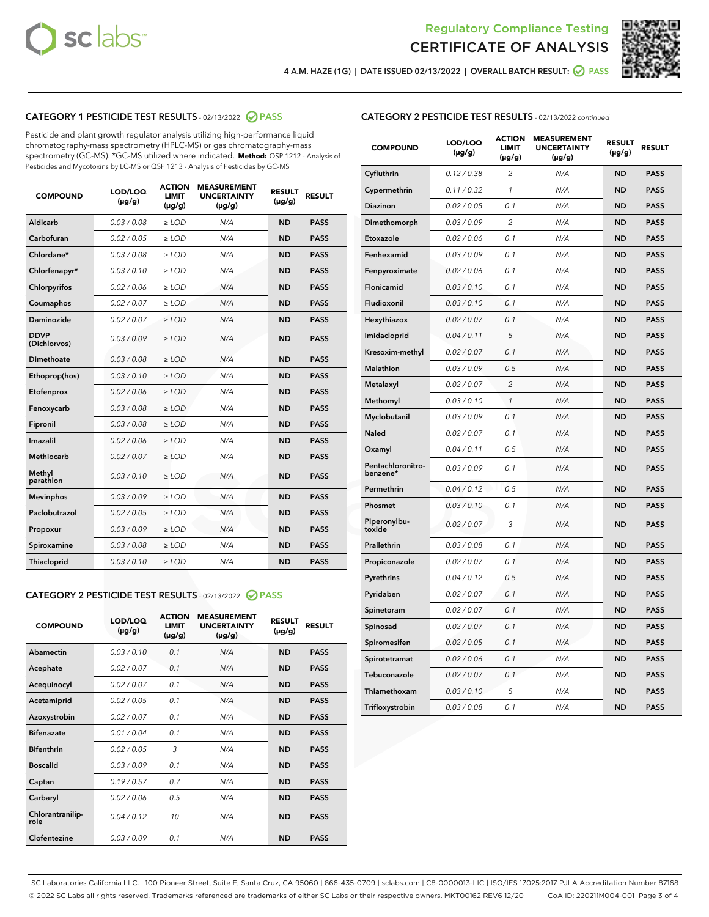Regulatory Compliance Testing
# CERTIFICATE OF ANALYSIS

4 A.M. HAZE (1G) | DATE ISSUED 02/13/2022 | OVERALL BATCH RESULT: PASS

## CATEGORY 1 PESTICIDE TEST RESULTS - 02/13/2022 PASS

Pesticide and plant growth regulator analysis utilizing high-performance liquid chromatography-mass spectrometry (HPLC-MS) or gas chromatography-mass spectrometry (GC-MS). *GC-MS utilized where indicated. **Method:** QSP 1212 - Analysis of Pesticides and Mycotoxins by LC-MS or QSP 1213 - Analysis of Pesticides by GC-MS

| COMPOUND | LOD/LOQ (µg/g) | ACTION LIMIT (µg/g) | MEASUREMENT UNCERTAINTY (µg/g) | RESULT (µg/g) | RESULT |
|---|---|---|---|---|---|
| Aldicarb | 0.03 / 0.08 | ≥ LOD | N/A | ND | PASS |
| Carbofuran | 0.02 / 0.05 | ≥ LOD | N/A | ND | PASS |
| Chlordane* | 0.03 / 0.08 | ≥ LOD | N/A | ND | PASS |
| Chlorfenapyr* | 0.03 / 0.10 | ≥ LOD | N/A | ND | PASS |
| Chlorpyrifos | 0.02 / 0.06 | ≥ LOD | N/A | ND | PASS |
| Coumaphos | 0.02 / 0.07 | ≥ LOD | N/A | ND | PASS |
| Daminozide | 0.02 / 0.07 | ≥ LOD | N/A | ND | PASS |
| DDVP (Dichlorvos) | 0.03 / 0.09 | ≥ LOD | N/A | ND | PASS |
| Dimethoate | 0.03 / 0.08 | ≥ LOD | N/A | ND | PASS |
| Ethoprop(hos) | 0.03 / 0.10 | ≥ LOD | N/A | ND | PASS |
| Etofenprox | 0.02 / 0.06 | ≥ LOD | N/A | ND | PASS |
| Fenoxycarb | 0.03 / 0.08 | ≥ LOD | N/A | ND | PASS |
| Fipronil | 0.03 / 0.08 | ≥ LOD | N/A | ND | PASS |
| Imazalil | 0.02 / 0.06 | ≥ LOD | N/A | ND | PASS |
| Methiocarb | 0.02 / 0.07 | ≥ LOD | N/A | ND | PASS |
| Methyl parathion | 0.03 / 0.10 | ≥ LOD | N/A | ND | PASS |
| Mevinphos | 0.03 / 0.09 | ≥ LOD | N/A | ND | PASS |
| Paclobutrazol | 0.02 / 0.05 | ≥ LOD | N/A | ND | PASS |
| Propoxur | 0.03 / 0.09 | ≥ LOD | N/A | ND | PASS |
| Spiroxamine | 0.03 / 0.08 | ≥ LOD | N/A | ND | PASS |
| Thiacloprid | 0.03 / 0.10 | ≥ LOD | N/A | ND | PASS |

## CATEGORY 2 PESTICIDE TEST RESULTS - 02/13/2022 PASS

| COMPOUND | LOD/LOQ (µg/g) | ACTION LIMIT (µg/g) | MEASUREMENT UNCERTAINTY (µg/g) | RESULT (µg/g) | RESULT |
|---|---|---|---|---|---|
| Abamectin | 0.03 / 0.10 | 0.1 | N/A | ND | PASS |
| Acephate | 0.02 / 0.07 | 0.1 | N/A | ND | PASS |
| Acequinocyl | 0.02 / 0.07 | 0.1 | N/A | ND | PASS |
| Acetamiprid | 0.02 / 0.05 | 0.1 | N/A | ND | PASS |
| Azoxystrobin | 0.02 / 0.07 | 0.1 | N/A | ND | PASS |
| Bifenazate | 0.01 / 0.04 | 0.1 | N/A | ND | PASS |
| Bifenthrin | 0.02 / 0.05 | 3 | N/A | ND | PASS |
| Boscalid | 0.03 / 0.09 | 0.1 | N/A | ND | PASS |
| Captan | 0.19 / 0.57 | 0.7 | N/A | ND | PASS |
| Carbaryl | 0.02 / 0.06 | 0.5 | N/A | ND | PASS |
| Chlorantraniliprole | 0.04 / 0.12 | 10 | N/A | ND | PASS |
| Clofentezine | 0.03 / 0.09 | 0.1 | N/A | ND | PASS |
| Cyfluthrin | 0.12 / 0.38 | 2 | N/A | ND | PASS |
| Cypermethrin | 0.11 / 0.32 | 1 | N/A | ND | PASS |
| Diazinon | 0.02 / 0.05 | 0.1 | N/A | ND | PASS |
| Dimethomorph | 0.03 / 0.09 | 2 | N/A | ND | PASS |
| Etoxazole | 0.02 / 0.06 | 0.1 | N/A | ND | PASS |
| Fenhexamid | 0.03 / 0.09 | 0.1 | N/A | ND | PASS |
| Fenpyroximate | 0.02 / 0.06 | 0.1 | N/A | ND | PASS |
| Flonicamid | 0.03 / 0.10 | 0.1 | N/A | ND | PASS |
| Fludioxonil | 0.03 / 0.10 | 0.1 | N/A | ND | PASS |
| Hexythiazox | 0.02 / 0.07 | 0.1 | N/A | ND | PASS |
| Imidacloprid | 0.04 / 0.11 | 5 | N/A | ND | PASS |
| Kresoxim-methyl | 0.02 / 0.07 | 0.1 | N/A | ND | PASS |
| Malathion | 0.03 / 0.09 | 0.5 | N/A | ND | PASS |
| Metalaxyl | 0.02 / 0.07 | 2 | N/A | ND | PASS |
| Methomyl | 0.03 / 0.10 | 1 | N/A | ND | PASS |
| Myclobutanil | 0.03 / 0.09 | 0.1 | N/A | ND | PASS |
| Naled | 0.02 / 0.07 | 0.1 | N/A | ND | PASS |
| Oxamyl | 0.04 / 0.11 | 0.5 | N/A | ND | PASS |
| Pentachloronitrobenzene* | 0.03 / 0.09 | 0.1 | N/A | ND | PASS |
| Permethrin | 0.04 / 0.12 | 0.5 | N/A | ND | PASS |
| Phosmet | 0.03 / 0.10 | 0.1 | N/A | ND | PASS |
| Piperonylbutoxide | 0.02 / 0.07 | 3 | N/A | ND | PASS |
| Prallethrin | 0.03 / 0.08 | 0.1 | N/A | ND | PASS |
| Propiconazole | 0.02 / 0.07 | 0.1 | N/A | ND | PASS |
| Pyrethrins | 0.04 / 0.12 | 0.5 | N/A | ND | PASS |
| Pyridaben | 0.02 / 0.07 | 0.1 | N/A | ND | PASS |
| Spinetoram | 0.02 / 0.07 | 0.1 | N/A | ND | PASS |
| Spinosad | 0.02 / 0.07 | 0.1 | N/A | ND | PASS |
| Spiromesifen | 0.02 / 0.05 | 0.1 | N/A | ND | PASS |
| Spirotetramat | 0.02 / 0.06 | 0.1 | N/A | ND | PASS |
| Tebuconazole | 0.02 / 0.07 | 0.1 | N/A | ND | PASS |
| Thiamethoxam | 0.03 / 0.10 | 5 | N/A | ND | PASS |
| Trifloxystrobin | 0.03 / 0.08 | 0.1 | N/A | ND | PASS |

SC Laboratories California LLC. | 100 Pioneer Street, Suite E, Santa Cruz, CA 95060 | 866-435-0709 | sclabs.com | C8-0000013-LIC | ISO/IES 17025:2017 PJLA Accreditation Number 87168
© 2022 SC Labs all rights reserved. Trademarks referenced are trademarks of either SC Labs or their respective owners. MKT00162 REV6 12/20 CoA ID: 220211M004-001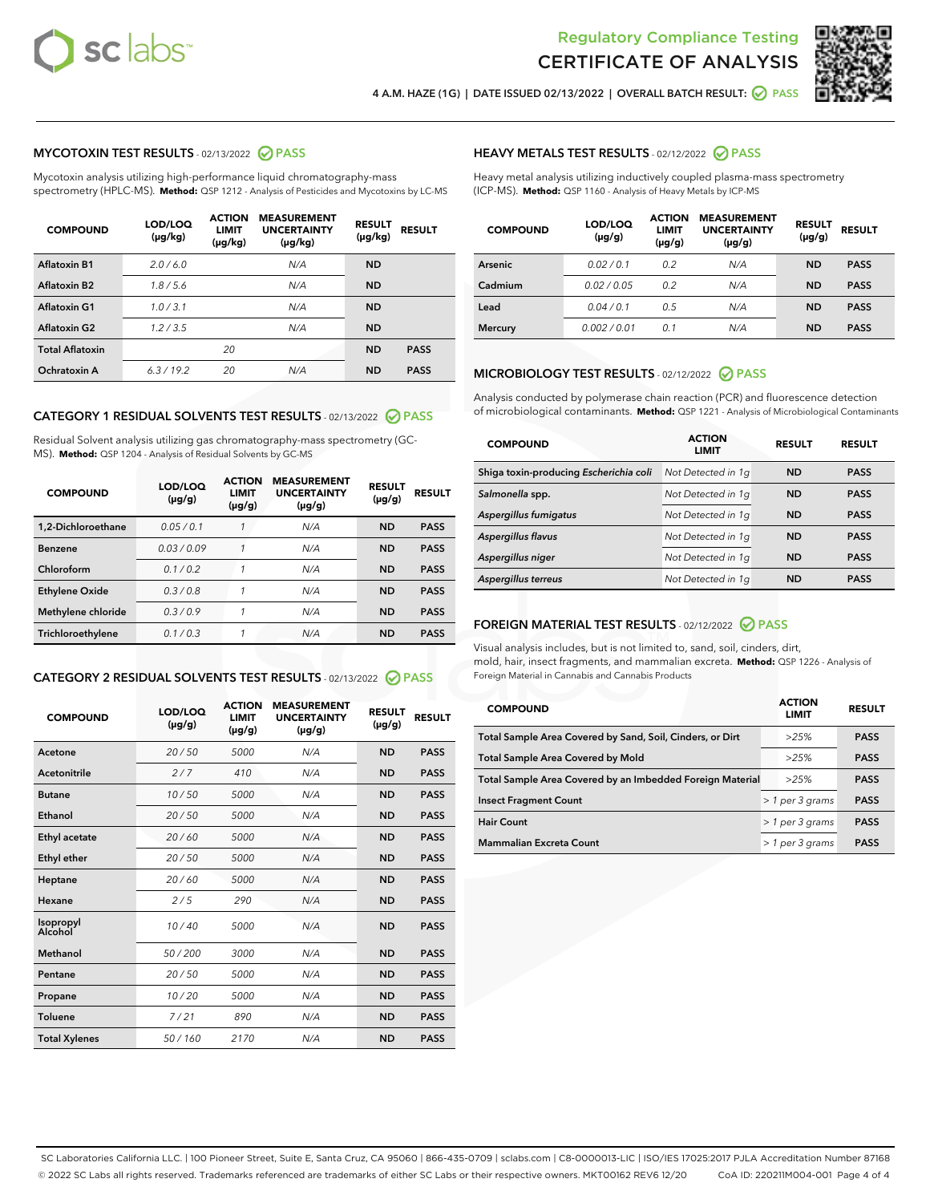Regulatory Compliance Testing

# CERTIFICATE OF ANALYSIS

4 A.M. HAZE (1G) | DATE ISSUED 02/13/2022 | OVERALL BATCH RESULT: PASS

## MYCOTOXIN TEST RESULTS - 02/13/2022 PASS

Mycotoxin analysis utilizing high-performance liquid chromatography-mass spectrometry (HPLC-MS). **Method:** QSP 1212 - Analysis of Pesticides and Mycotoxins by LC-MS

| COMPOUND | LOD/LOQ (µg/kg) | ACTION LIMIT (µg/kg) | MEASUREMENT UNCERTAINTY (µg/kg) | RESULT (µg/kg) | RESULT |
|---|---|---|---|---|---|
| Aflatoxin B1 | 2.0 / 6.0 | | N/A | ND | |
| Aflatoxin B2 | 1.8 / 5.6 | | N/A | ND | |
| Aflatoxin G1 | 1.0 / 3.1 | | N/A | ND | |
| Aflatoxin G2 | 1.2 / 3.5 | | N/A | ND | |
| Total Aflatoxin | | 20 | | ND | PASS |
| Ochratoxin A | 6.3 / 19.2 | 20 | N/A | ND | PASS |

## CATEGORY 1 RESIDUAL SOLVENTS TEST RESULTS - 02/13/2022 PASS

Residual Solvent analysis utilizing gas chromatography-mass spectrometry (GC-MS). **Method:** QSP 1204 - Analysis of Residual Solvents by GC-MS

| COMPOUND | LOD/LOQ (µg/g) | ACTION LIMIT (µg/g) | MEASUREMENT UNCERTAINTY (µg/g) | RESULT (µg/g) | RESULT |
|---|---|---|---|---|---|
| 1,2-Dichloroethane | 0.05 / 0.1 | 1 | N/A | ND | PASS |
| Benzene | 0.03 / 0.09 | 1 | N/A | ND | PASS |
| Chloroform | 0.1 / 0.2 | 1 | N/A | ND | PASS |
| Ethylene Oxide | 0.3 / 0.8 | 1 | N/A | ND | PASS |
| Methylene chloride | 0.3 / 0.9 | 1 | N/A | ND | PASS |
| Trichloroethylene | 0.1 / 0.3 | 1 | N/A | ND | PASS |

## CATEGORY 2 RESIDUAL SOLVENTS TEST RESULTS - 02/13/2022 PASS

| COMPOUND | LOD/LOQ (µg/g) | ACTION LIMIT (µg/g) | MEASUREMENT UNCERTAINTY (µg/g) | RESULT (µg/g) | RESULT |
|---|---|---|---|---|---|
| Acetone | 20 / 50 | 5000 | N/A | ND | PASS |
| Acetonitrile | 2 / 7 | 410 | N/A | ND | PASS |
| Butane | 10 / 50 | 5000 | N/A | ND | PASS |
| Ethanol | 20 / 50 | 5000 | N/A | ND | PASS |
| Ethyl acetate | 20 / 60 | 5000 | N/A | ND | PASS |
| Ethyl ether | 20 / 50 | 5000 | N/A | ND | PASS |
| Heptane | 20 / 60 | 5000 | N/A | ND | PASS |
| Hexane | 2 / 5 | 290 | N/A | ND | PASS |
| Isopropyl Alcohol | 10 / 40 | 5000 | N/A | ND | PASS |
| Methanol | 50 / 200 | 3000 | N/A | ND | PASS |
| Pentane | 20 / 50 | 5000 | N/A | ND | PASS |
| Propane | 10 / 20 | 5000 | N/A | ND | PASS |
| Toluene | 7 / 21 | 890 | N/A | ND | PASS |
| Total Xylenes | 50 / 160 | 2170 | N/A | ND | PASS |

## HEAVY METALS TEST RESULTS - 02/12/2022 PASS

Heavy metal analysis utilizing inductively coupled plasma-mass spectrometry (ICP-MS). **Method:** QSP 1160 - Analysis of Heavy Metals by ICP-MS

| COMPOUND | LOD/LOQ (µg/g) | ACTION LIMIT (µg/g) | MEASUREMENT UNCERTAINTY (µg/g) | RESULT (µg/g) | RESULT |
|---|---|---|---|---|---|
| Arsenic | 0.02 / 0.1 | 0.2 | N/A | ND | PASS |
| Cadmium | 0.02 / 0.05 | 0.2 | N/A | ND | PASS |
| Lead | 0.04 / 0.1 | 0.5 | N/A | ND | PASS |
| Mercury | 0.002 / 0.01 | 0.1 | N/A | ND | PASS |

## MICROBIOLOGY TEST RESULTS - 02/12/2022 PASS

Analysis conducted by polymerase chain reaction (PCR) and fluorescence detection of microbiological contaminants. **Method:** QSP 1221 - Analysis of Microbiological Contaminants

| COMPOUND | ACTION LIMIT | RESULT | RESULT |
|---|---|---|---|
| Shiga toxin-producing *Escherichia coli* | Not Detected in 1g | ND | PASS |
| *Salmonella* spp. | Not Detected in 1g | ND | PASS |
| *Aspergillus fumigatus* | Not Detected in 1g | ND | PASS |
| *Aspergillus flavus* | Not Detected in 1g | ND | PASS |
| *Aspergillus niger* | Not Detected in 1g | ND | PASS |
| *Aspergillus terreus* | Not Detected in 1g | ND | PASS |

## FOREIGN MATERIAL TEST RESULTS - 02/12/2022 PASS

Visual analysis includes, but is not limited to, sand, soil, cinders, dirt, mold, hair, insect fragments, and mammalian excreta. **Method:** QSP 1226 - Analysis of Foreign Material in Cannabis and Cannabis Products

| COMPOUND | ACTION LIMIT | RESULT |
|---|---|---|
| Total Sample Area Covered by Sand, Soil, Cinders, or Dirt | >25% | PASS |
| Total Sample Area Covered by Mold | >25% | PASS |
| Total Sample Area Covered by an Imbedded Foreign Material | >25% | PASS |
| Insect Fragment Count | > 1 per 3 grams | PASS |
| Hair Count | > 1 per 3 grams | PASS |
| Mammalian Excreta Count | > 1 per 3 grams | PASS |

SC Laboratories California LLC. | 100 Pioneer Street, Suite E, Santa Cruz, CA 95060 | 866-435-0709 | sclabs.com | C8-0000013-LIC | ISO/IES 17025:2017 PJLA Accreditation Number 87168
© 2022 SC Labs all rights reserved. Trademarks referenced are trademarks of either SC Labs or their respective owners. MKT00162 REV6 12/20 CoA ID: 220211M004-001